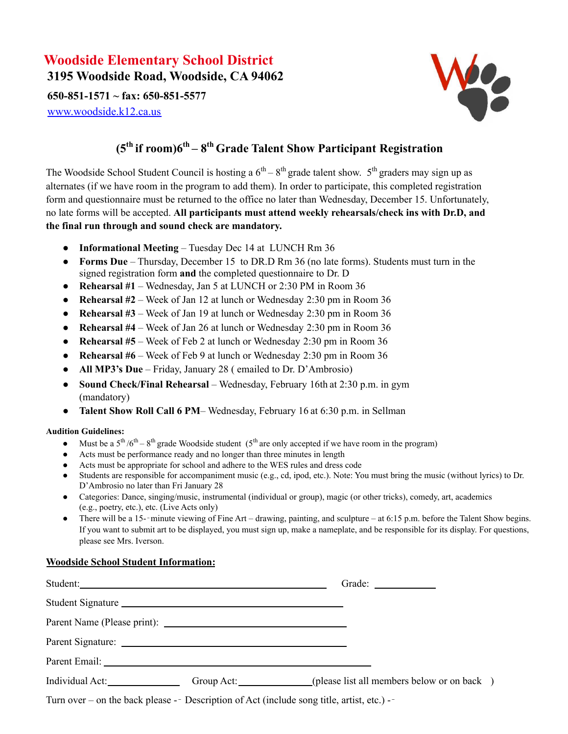# Woodside Elementary School District

**3195 Woodside Road, Woodside, CA 94062**

**650-851-1571 ~ fax: 650-851-5577**

www.woodside.k12.ca.us

## ($5^{th}$ if room)$6^{th}$ – $8^{th}$ Grade Talent Show Participant Registration

The Woodside School Student Council is hosting a $6^{th}$ – $8^{th}$ grade talent show. $5^{th}$ graders may sign up as alternates (if we have room in the program to add them). In order to participate, this completed registration form and questionnaire must be returned to the office no later than Wednesday, December 15. Unfortunately, no late forms will be accepted. **All participants must attend weekly rehearsals/check ins with Dr.D, and the final run through and sound check are mandatory.**

- **Informational Meeting** – Tuesday Dec 14 at LUNCH Rm 36
- **Forms Due** – Thursday, December 15 to DR.D Rm 36 (no late forms). Students must turn in the signed registration form **and** the completed questionnaire to Dr. D
- **Rehearsal #1** – Wednesday, Jan 5 at LUNCH or 2:30 PM in Room 36
- **Rehearsal #2** – Week of Jan 12 at lunch or Wednesday 2:30 pm in Room 36
- **Rehearsal #3** – Week of Jan 19 at lunch or Wednesday 2:30 pm in Room 36
- **Rehearsal #4** – Week of Jan 26 at lunch or Wednesday 2:30 pm in Room 36
- **Rehearsal #5** – Week of Feb 2 at lunch or Wednesday 2:30 pm in Room 36
- **Rehearsal #6** – Week of Feb 9 at lunch or Wednesday 2:30 pm in Room 36
- **All MP3's Due** – Friday, January 28 ( emailed to Dr. D'Ambrosio)
- **Sound Check/Final Rehearsal** – Wednesday, February 16th at 2:30 p.m. in gym (mandatory)
- **Talent Show Roll Call 6 PM**– Wednesday, February 16 at 6:30 p.m. in Sellman

**Audition Guidelines:**

- Must be a $5^{th}$/$6^{th}$ – $8^{th}$ grade Woodside student ($5^{th}$ are only accepted if we have room in the program)
- Acts must be performance ready and no longer than three minutes in length
- Acts must be appropriate for school and adhere to the WES rules and dress code
- Students are responsible for accompaniment music (e.g., cd, ipod, etc.). Note: You must bring the music (without lyrics) to Dr. D'Ambrosio no later than Fri January 28
- Categories: Dance, singing/music, instrumental (individual or group), magic (or other tricks), comedy, art, academics (e.g., poetry, etc.), etc. (Live Acts only)
- There will be a 15-‑minute viewing of Fine Art – drawing, painting, and sculpture – at 6:15 p.m. before the Talent Show begins. If you want to submit art to be displayed, you must sign up, make a nameplate, and be responsible for its display. For questions, please see Mrs. Iverson.

**Woodside School Student Information:**

Student:\_\_\_\_\_\_\_\_\_\_\_\_\_\_\_\_\_\_\_\_\_\_\_\_\_\_\_\_\_\_\_\_\_\_\_\_\_\_\_\_ Grade: \_\_\_\_\_\_\_\_\_\_

Student Signature \_\_\_\_\_\_\_\_\_\_\_\_\_\_\_\_\_\_\_\_\_\_\_\_\_\_\_\_\_\_\_\_\_\_\_\_

Parent Name (Please print): \_\_\_\_\_\_\_\_\_\_\_\_\_\_\_\_\_\_\_\_\_\_\_\_\_\_\_\_\_\_

Parent Signature: \_\_\_\_\_\_\_\_\_\_\_\_\_\_\_\_\_\_\_\_\_\_\_\_\_\_\_\_\_\_\_\_\_\_\_\_

Parent Email: \_\_\_\_\_\_\_\_\_\_\_\_\_\_\_\_\_\_\_\_\_\_\_\_\_\_\_\_\_\_\_\_\_\_\_\_\_\_\_\_\_\_\_

Individual Act:\_\_\_\_\_\_\_\_\_\_\_\_ Group Act:\_\_\_\_\_\_\_\_\_\_\_\_(please list all members below or on back )

Turn over – on the back please -‑ Description of Act (include song title, artist, etc.) -‑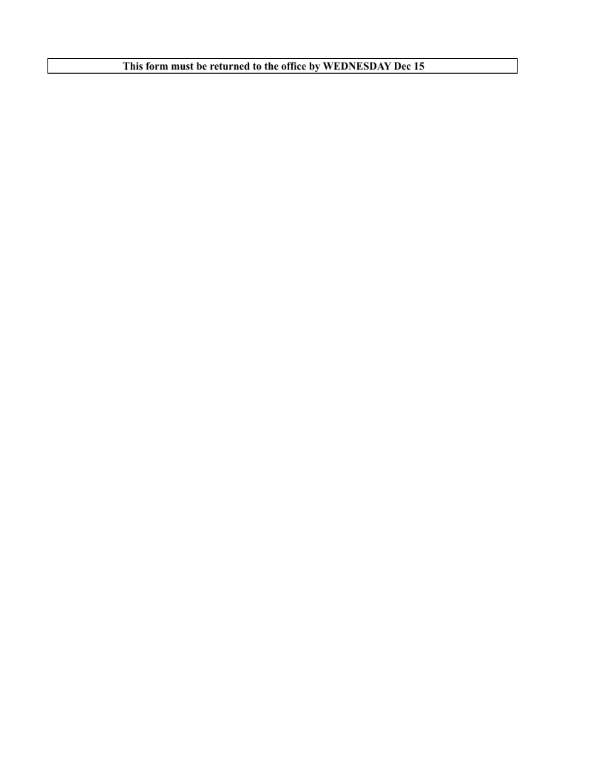**This form must be returned to the office by WEDNESDAY Dec 15**